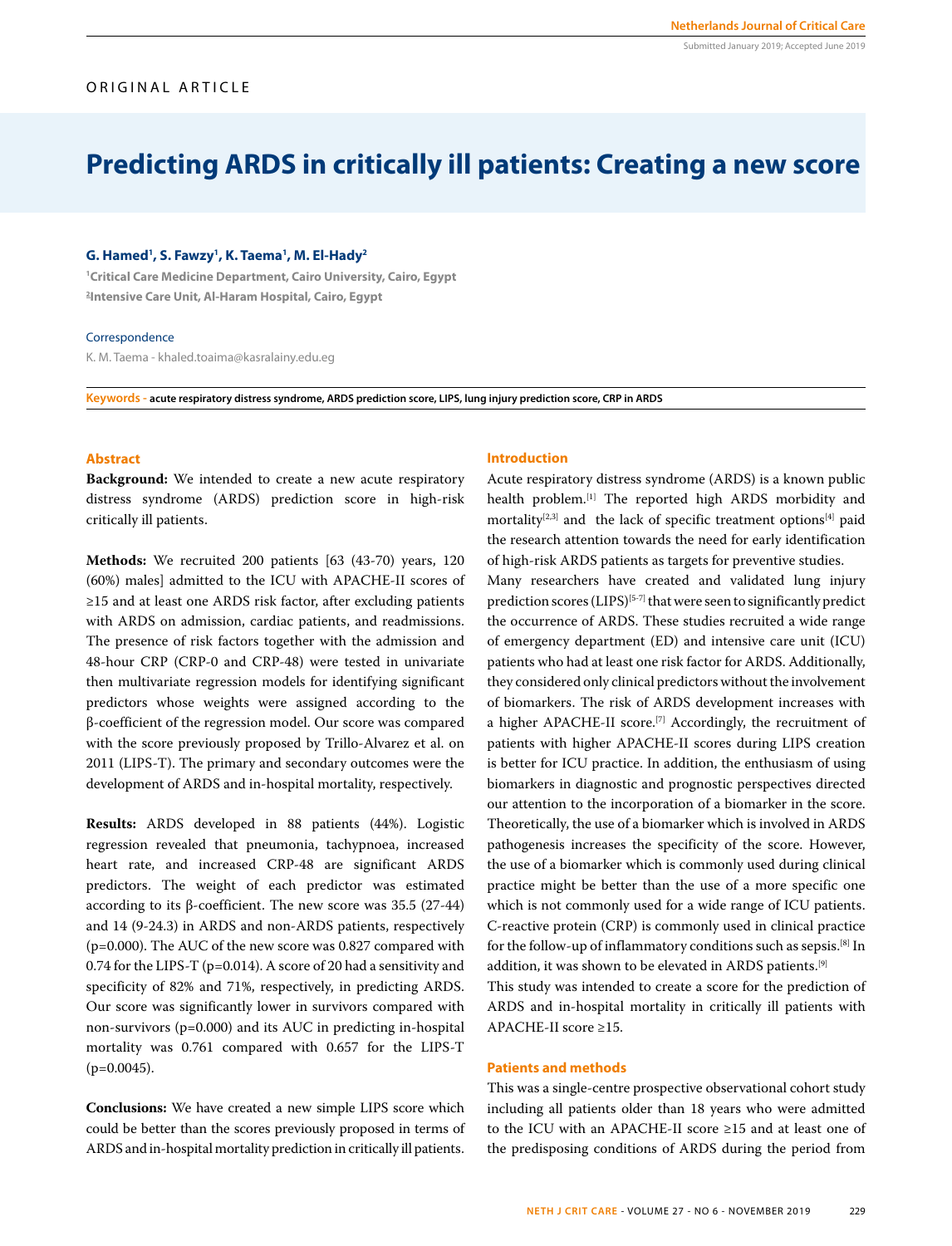ORIGINAL ARTICLE

# Predicting ARDS in critically ill patients: Creating a new score

**G. Hamed[1], S. Fawzy[1], K. Taema[1], M. El-Hady[2]**

[1]Critical Care Medicine Department, Cairo University, Cairo, Egypt
[2]Intensive Care Unit, Al-Haram Hospital, Cairo, Egypt

Correspondence

K. M. Taema - khaled.toaima@kasralainy.edu.eg

**Keywords** - acute respiratory distress syndrome, ARDS prediction score, LIPS, lung injury prediction score, CRP in ARDS

## Abstract

**Background:** We intended to create a new acute respiratory distress syndrome (ARDS) prediction score in high-risk critically ill patients.

**Methods:** We recruited 200 patients [63 (43-70) years, 120 (60%) males] admitted to the ICU with APACHE-II scores of ≥15 and at least one ARDS risk factor, after excluding patients with ARDS on admission, cardiac patients, and readmissions. The presence of risk factors together with the admission and 48-hour CRP (CRP-0 and CRP-48) were tested in univariate then multivariate regression models for identifying significant predictors whose weights were assigned according to the β-coefficient of the regression model. Our score was compared with the score previously proposed by Trillo-Alvarez et al. on 2011 (LIPS-T). The primary and secondary outcomes were the development of ARDS and in-hospital mortality, respectively.

**Results:** ARDS developed in 88 patients (44%). Logistic regression revealed that pneumonia, tachypnoea, increased heart rate, and increased CRP-48 are significant ARDS predictors. The weight of each predictor was estimated according to its β-coefficient. The new score was 35.5 (27-44) and 14 (9-24.3) in ARDS and non-ARDS patients, respectively (p=0.000). The AUC of the new score was 0.827 compared with 0.74 for the LIPS-T (p=0.014). A score of 20 had a sensitivity and specificity of 82% and 71%, respectively, in predicting ARDS. Our score was significantly lower in survivors compared with non-survivors (p=0.000) and its AUC in predicting in-hospital mortality was 0.761 compared with 0.657 for the LIPS-T (p=0.0045).

**Conclusions:** We have created a new simple LIPS score which could be better than the scores previously proposed in terms of ARDS and in-hospital mortality prediction in critically ill patients.

## Introduction

Acute respiratory distress syndrome (ARDS) is a known public health problem.[1] The reported high ARDS morbidity and mortality[2,3] and the lack of specific treatment options[4] paid the research attention towards the need for early identification of high-risk ARDS patients as targets for preventive studies.

Many researchers have created and validated lung injury prediction scores (LIPS)[5-7] that were seen to significantly predict the occurrence of ARDS. These studies recruited a wide range of emergency department (ED) and intensive care unit (ICU) patients who had at least one risk factor for ARDS. Additionally, they considered only clinical predictors without the involvement of biomarkers. The risk of ARDS development increases with a higher APACHE-II score.[7] Accordingly, the recruitment of patients with higher APACHE-II scores during LIPS creation is better for ICU practice. In addition, the enthusiasm of using biomarkers in diagnostic and prognostic perspectives directed our attention to the incorporation of a biomarker in the score. Theoretically, the use of a biomarker which is involved in ARDS pathogenesis increases the specificity of the score. However, the use of a biomarker which is commonly used during clinical practice might be better than the use of a more specific one which is not commonly used for a wide range of ICU patients. C-reactive protein (CRP) is commonly used in clinical practice for the follow-up of inflammatory conditions such as sepsis.[8] In addition, it was shown to be elevated in ARDS patients.[9]

This study was intended to create a score for the prediction of ARDS and in-hospital mortality in critically ill patients with APACHE-II score ≥15.

## Patients and methods

This was a single-centre prospective observational cohort study including all patients older than 18 years who were admitted to the ICU with an APACHE-II score ≥15 and at least one of the predisposing conditions of ARDS during the period from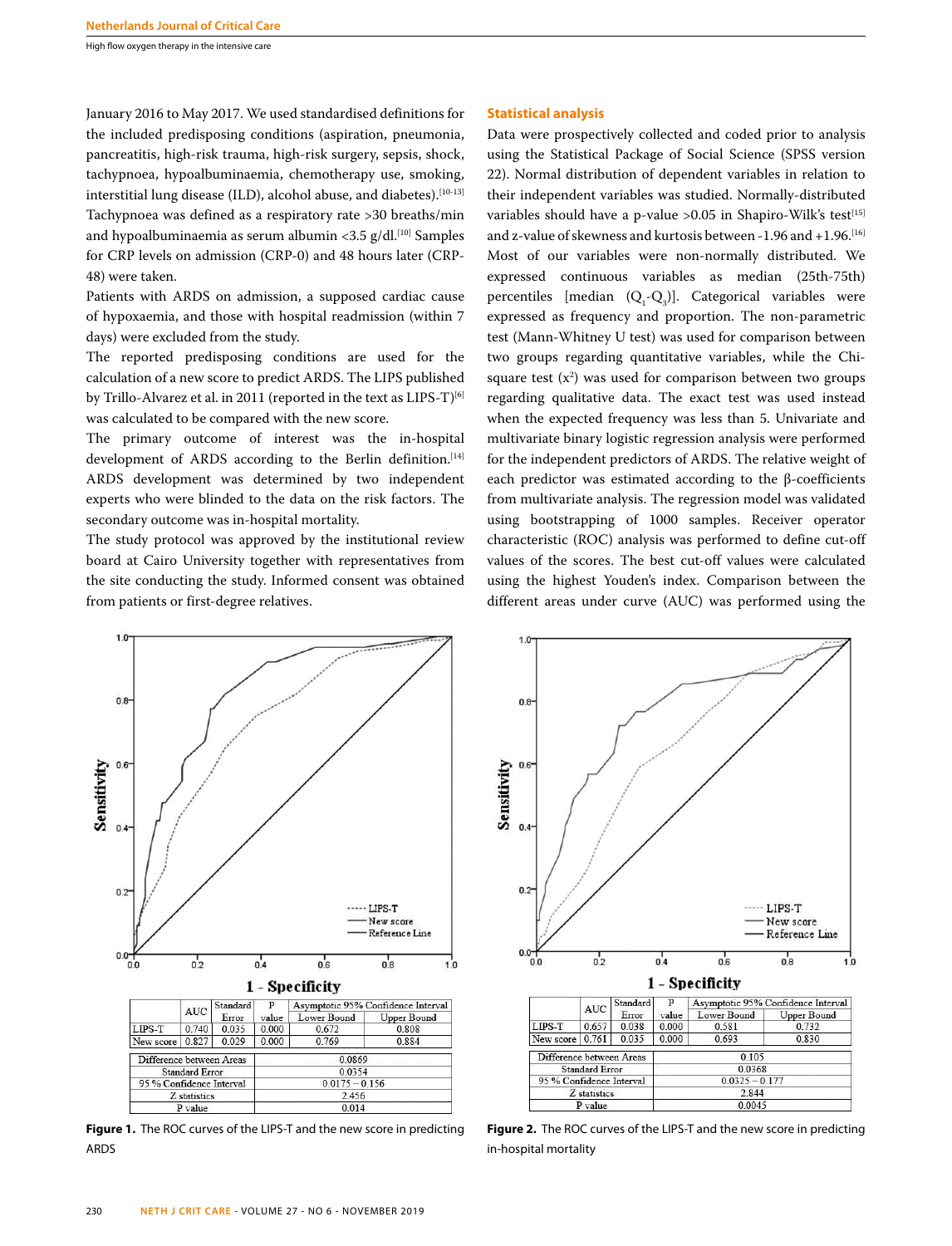January 2016 to May 2017. We used standardised definitions for the included predisposing conditions (aspiration, pneumonia, pancreatitis, high-risk trauma, high-risk surgery, sepsis, shock, tachypnoea, hypoalbuminaemia, chemotherapy use, smoking, interstitial lung disease (ILD), alcohol abuse, and diabetes).[10-13] Tachypnoea was defined as a respiratory rate >30 breaths/min and hypoalbuminaemia as serum albumin <3.5 g/dl.[10] Samples for CRP levels on admission (CRP-0) and 48 hours later (CRP-48) were taken.

Patients with ARDS on admission, a supposed cardiac cause of hypoxaemia, and those with hospital readmission (within 7 days) were excluded from the study.

The reported predisposing conditions are used for the calculation of a new score to predict ARDS. The LIPS published by Trillo-Alvarez et al. in 2011 (reported in the text as LIPS-T)[6] was calculated to be compared with the new score.

The primary outcome of interest was the in-hospital development of ARDS according to the Berlin definition.[14] ARDS development was determined by two independent experts who were blinded to the data on the risk factors. The secondary outcome was in-hospital mortality.

The study protocol was approved by the institutional review board at Cairo University together with representatives from the site conducting the study. Informed consent was obtained from patients or first-degree relatives.

## Statistical analysis

Data were prospectively collected and coded prior to analysis using the Statistical Package of Social Science (SPSS version 22). Normal distribution of dependent variables in relation to their independent variables was studied. Normally-distributed variables should have a p-value >0.05 in Shapiro-Wilk's test[15] and z-value of skewness and kurtosis between -1.96 and +1.96.[16] Most of our variables were non-normally distributed. We expressed continuous variables as median (25th-75th) percentiles [median ($Q_1$-$Q_3$)]. Categorical variables were expressed as frequency and proportion. The non-parametric test (Mann-Whitney U test) was used for comparison between two groups regarding quantitative variables, while the Chi-square test ($x^2$) was used for comparison between two groups regarding qualitative data. The exact test was used instead when the expected frequency was less than 5. Univariate and multivariate binary logistic regression analysis were performed for the independent predictors of ARDS. The relative weight of each predictor was estimated according to the β-coefficients from multivariate analysis. The regression model was validated using bootstrapping of 1000 samples. Receiver operator characteristic (ROC) analysis was performed to define cut-off values of the scores. The best cut-off values were calculated using the highest Youden's index. Comparison between the different areas under curve (AUC) was performed using the

| | AUC | Standard Error | P value | Asymptotic 95% Confidence Interval | |
|---|---|---|---|---|---|
| | | | | Lower Bound | Upper Bound |
| LIPS-T | 0.740 | 0.035 | 0.000 | 0.672 | 0.808 |
| New score | 0.827 | 0.029 | 0.000 | 0.769 | 0.884 |

| | |
|---|---|
| Difference between Areas | 0.0869 |
| Standard Error | 0.0354 |
| 95 % Confidence Interval | 0.0175 – 0.156 |
| Z statistics | 2.456 |
| P value | 0.014 |

**Figure 1.** The ROC curves of the LIPS-T and the new score in predicting ARDS

| | AUC | Standard Error | P value | Asymptotic 95% Confidence Interval | |
|---|---|---|---|---|---|
| | | | | Lower Bound | Upper Bound |
| LIPS-T | 0.657 | 0.038 | 0.000 | 0.581 | 0.732 |
| New score | 0.761 | 0.035 | 0.000 | 0.693 | 0.830 |

| | |
|---|---|
| Difference between Areas | 0.105 |
| Standard Error | 0.0368 |
| 95 % Confidence Interval | 0.0325 – 0.177 |
| Z statistics | 2.844 |
| P value | 0.0045 |

**Figure 2.** The ROC curves of the LIPS-T and the new score in predicting in-hospital mortality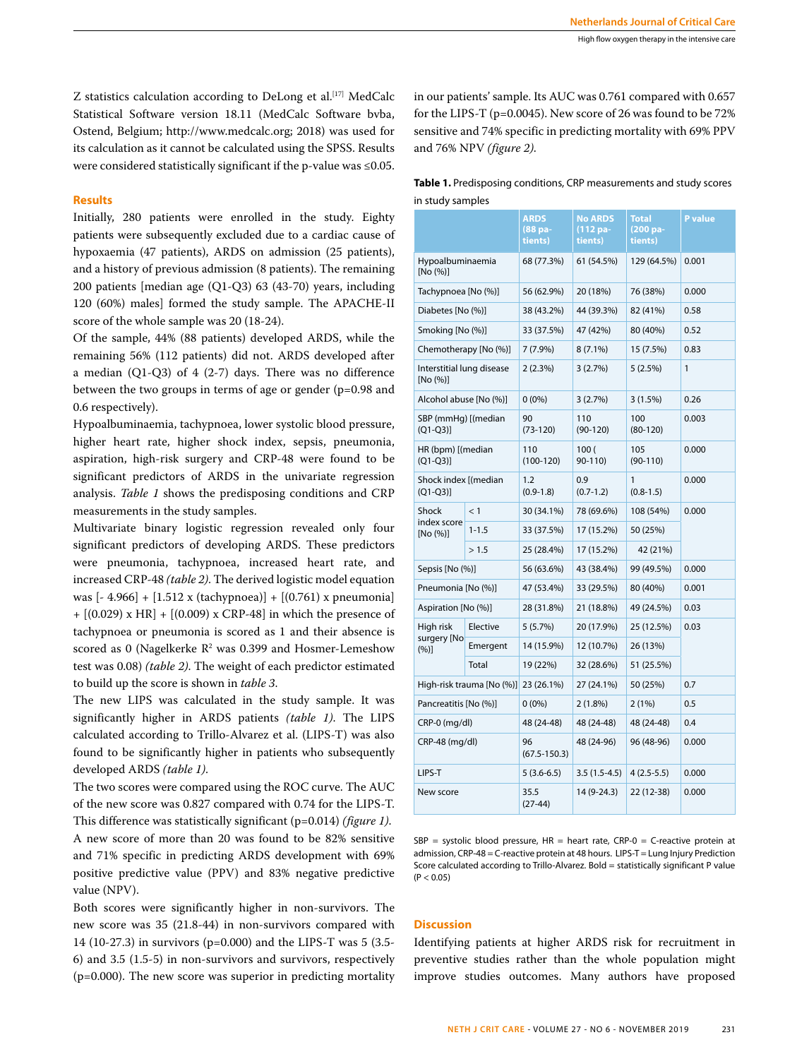Z statistics calculation according to DeLong et al.[17] MedCalc Statistical Software version 18.11 (MedCalc Software bvba, Ostend, Belgium; http://www.medcalc.org; 2018) was used for its calculation as it cannot be calculated using the SPSS. Results were considered statistically significant if the p-value was ≤0.05.

## Results

Initially, 280 patients were enrolled in the study. Eighty patients were subsequently excluded due to a cardiac cause of hypoxaemia (47 patients), ARDS on admission (25 patients), and a history of previous admission (8 patients). The remaining 200 patients [median age (Q1-Q3) 63 (43-70) years, including 120 (60%) males] formed the study sample. The APACHE-II score of the whole sample was 20 (18-24).

Of the sample, 44% (88 patients) developed ARDS, while the remaining 56% (112 patients) did not. ARDS developed after a median (Q1-Q3) of 4 (2-7) days. There was no difference between the two groups in terms of age or gender (p=0.98 and 0.6 respectively).

Hypoalbuminaemia, tachypnoea, lower systolic blood pressure, higher heart rate, higher shock index, sepsis, pneumonia, aspiration, high-risk surgery and CRP-48 were found to be significant predictors of ARDS in the univariate regression analysis. *Table 1* shows the predisposing conditions and CRP measurements in the study samples.

Multivariate binary logistic regression revealed only four significant predictors of developing ARDS. These predictors were pneumonia, tachypnoea, increased heart rate, and increased CRP-48 *(table 2)*. The derived logistic model equation was [- 4.966] + [1.512 x (tachypnoea)] + [(0.761) x pneumonia] + [(0.029) x HR] + [(0.009) x CRP-48] in which the presence of tachypnoea or pneumonia is scored as 1 and their absence is scored as 0 (Nagelkerke $R^2$ was 0.399 and Hosmer-Lemeshow test was 0.08) *(table 2)*. The weight of each predictor estimated to build up the score is shown in *table 3*.

The new LIPS was calculated in the study sample. It was significantly higher in ARDS patients *(table 1)*. The LIPS calculated according to Trillo-Alvarez et al. (LIPS-T) was also found to be significantly higher in patients who subsequently developed ARDS *(table 1)*.

The two scores were compared using the ROC curve. The AUC of the new score was 0.827 compared with 0.74 for the LIPS-T. This difference was statistically significant (p=0.014) *(figure 1)*.

A new score of more than 20 was found to be 82% sensitive and 71% specific in predicting ARDS development with 69% positive predictive value (PPV) and 83% negative predictive value (NPV).

Both scores were significantly higher in non-survivors. The new score was 35 (21.8-44) in non-survivors compared with 14 (10-27.3) in survivors (p=0.000) and the LIPS-T was 5 (3.5-6) and 3.5 (1.5-5) in non-survivors and survivors, respectively (p=0.000). The new score was superior in predicting mortality in our patients' sample. Its AUC was 0.761 compared with 0.657 for the LIPS-T (p=0.0045). New score of 26 was found to be 72% sensitive and 74% specific in predicting mortality with 69% PPV and 76% NPV *(figure 2)*.

**Table 1.** Predisposing conditions, CRP measurements and study scores in study samples

| | | ARDS (88 patients) | No ARDS (112 patients) | Total (200 patients) | P value |
|---|---|---|---|---|---|
| Hypoalbuminaemia [No (%)] | | 68 (77.3%) | 61 (54.5%) | 129 (64.5%) | 0.001 |
| Tachypnoea [No (%)] | | 56 (62.9%) | 20 (18%) | 76 (38%) | 0.000 |
| Diabetes [No (%)] | | 38 (43.2%) | 44 (39.3%) | 82 (41%) | 0.58 |
| Smoking [No (%)] | | 33 (37.5%) | 47 (42%) | 80 (40%) | 0.52 |
| Chemotherapy [No (%)] | | 7 (7.9%) | 8 (7.1%) | 15 (7.5%) | 0.83 |
| Interstitial lung disease [No (%)] | | 2 (2.3%) | 3 (2.7%) | 5 (2.5%) | 1 |
| Alcohol abuse [No (%)] | | 0 (0%) | 3 (2.7%) | 3 (1.5%) | 0.26 |
| SBP (mmHg) [(median (Q1-Q3)] | | 90 (73-120) | 110 (90-120) | 100 (80-120) | 0.003 |
| HR (bpm) [(median (Q1-Q3)] | | 110 (100-120) | 100 ( 90-110) | 105 (90-110) | 0.000 |
| Shock index [(median (Q1-Q3)] | | 1.2 (0.9-1.8) | 0.9 (0.7-1.2) | 1 (0.8-1.5) | 0.000 |
| Shock index score [No (%)] | < 1 | 30 (34.1%) | 78 (69.6%) | 108 (54%) | 0.000 |
| | 1-1.5 | 33 (37.5%) | 17 (15.2%) | 50 (25%) | |
| | > 1.5 | 25 (28.4%) | 17 (15.2%) | 42 (21%) | |
| Sepsis [No (%)] | | 56 (63.6%) | 43 (38.4%) | 99 (49.5%) | 0.000 |
| Pneumonia [No (%)] | | 47 (53.4%) | 33 (29.5%) | 80 (40%) | 0.001 |
| Aspiration [No (%)] | | 28 (31.8%) | 21 (18.8%) | 49 (24.5%) | 0.03 |
| High risk surgery [No (%)] | Elective | 5 (5.7%) | 20 (17.9%) | 25 (12.5%) | 0.03 |
| | Emergent | 14 (15.9%) | 12 (10.7%) | 26 (13%) | |
| | Total | 19 (22%) | 32 (28.6%) | 51 (25.5%) | |
| High-risk trauma [No (%)] | | 23 (26.1%) | 27 (24.1%) | 50 (25%) | 0.7 |
| Pancreatitis [No (%)] | | 0 (0%) | 2 (1.8%) | 2 (1%) | 0.5 |
| CRP-0 (mg/dl) | | 48 (24-48) | 48 (24-48) | 48 (24-48) | 0.4 |
| CRP-48 (mg/dl) | | 96 (67.5-150.3) | 48 (24-96) | 96 (48-96) | 0.000 |
| LIPS-T | | 5 (3.6-6.5) | 3.5 (1.5-4.5) | 4 (2.5-5.5) | 0.000 |
| New score | | 35.5 (27-44) | 14 (9-24.3) | 22 (12-38) | 0.000 |

SBP = systolic blood pressure, HR = heart rate, CRP-0 = C-reactive protein at admission, CRP-48 = C-reactive protein at 48 hours. LIPS-T = Lung Injury Prediction Score calculated according to Trillo-Alvarez. Bold = statistically significant P value (P < 0.05)

## Discussion

Identifying patients at higher ARDS risk for recruitment in preventive studies rather than the whole population might improve studies outcomes. Many authors have proposed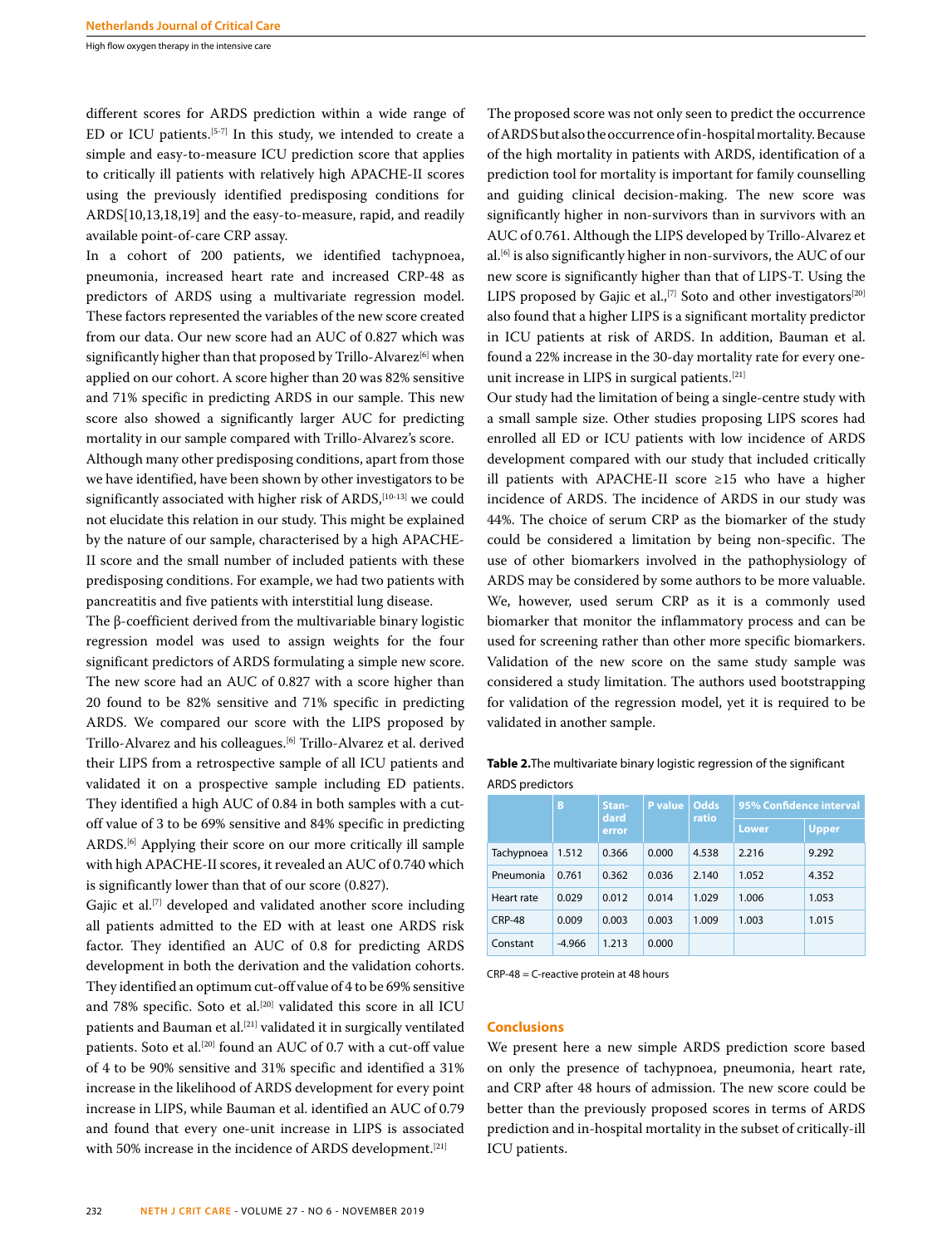different scores for ARDS prediction within a wide range of ED or ICU patients.[5-7] In this study, we intended to create a simple and easy-to-measure ICU prediction score that applies to critically ill patients with relatively high APACHE-II scores using the previously identified predisposing conditions for ARDS[10,13,18,19] and the easy-to-measure, rapid, and readily available point-of-care CRP assay.

In a cohort of 200 patients, we identified tachypnoea, pneumonia, increased heart rate and increased CRP-48 as predictors of ARDS using a multivariate regression model. These factors represented the variables of the new score created from our data. Our new score had an AUC of 0.827 which was significantly higher than that proposed by Trillo-Alvarez[6] when applied on our cohort. A score higher than 20 was 82% sensitive and 71% specific in predicting ARDS in our sample. This new score also showed a significantly larger AUC for predicting mortality in our sample compared with Trillo-Alvarez's score.

Although many other predisposing conditions, apart from those we have identified, have been shown by other investigators to be significantly associated with higher risk of ARDS,[10-13] we could not elucidate this relation in our study. This might be explained by the nature of our sample, characterised by a high APACHE-II score and the small number of included patients with these predisposing conditions. For example, we had two patients with pancreatitis and five patients with interstitial lung disease.

The β-coefficient derived from the multivariable binary logistic regression model was used to assign weights for the four significant predictors of ARDS formulating a simple new score. The new score had an AUC of 0.827 with a score higher than 20 found to be 82% sensitive and 71% specific in predicting ARDS. We compared our score with the LIPS proposed by Trillo-Alvarez and his colleagues.[6] Trillo-Alvarez et al. derived their LIPS from a retrospective sample of all ICU patients and validated it on a prospective sample including ED patients. They identified a high AUC of 0.84 in both samples with a cut-off value of 3 to be 69% sensitive and 84% specific in predicting ARDS.[6] Applying their score on our more critically ill sample with high APACHE-II scores, it revealed an AUC of 0.740 which is significantly lower than that of our score (0.827).

Gajic et al.[7] developed and validated another score including all patients admitted to the ED with at least one ARDS risk factor. They identified an AUC of 0.8 for predicting ARDS development in both the derivation and the validation cohorts. They identified an optimum cut-off value of 4 to be 69% sensitive and 78% specific. Soto et al.[20] validated this score in all ICU patients and Bauman et al.[21] validated it in surgically ventilated patients. Soto et al.[20] found an AUC of 0.7 with a cut-off value of 4 to be 90% sensitive and 31% specific and identified a 31% increase in the likelihood of ARDS development for every point increase in LIPS, while Bauman et al. identified an AUC of 0.79 and found that every one-unit increase in LIPS is associated with 50% increase in the incidence of ARDS development.[21]

The proposed score was not only seen to predict the occurrence of ARDS but also the occurrence of in-hospital mortality. Because of the high mortality in patients with ARDS, identification of a prediction tool for mortality is important for family counselling and guiding clinical decision-making. The new score was significantly higher in non-survivors than in survivors with an AUC of 0.761. Although the LIPS developed by Trillo-Alvarez et al.[6] is also significantly higher in non-survivors, the AUC of our new score is significantly higher than that of LIPS-T. Using the LIPS proposed by Gajic et al.,[7] Soto and other investigators[20] also found that a higher LIPS is a significant mortality predictor in ICU patients at risk of ARDS. In addition, Bauman et al. found a 22% increase in the 30-day mortality rate for every one-unit increase in LIPS in surgical patients.[21]

Our study had the limitation of being a single-centre study with a small sample size. Other studies proposing LIPS scores had enrolled all ED or ICU patients with low incidence of ARDS development compared with our study that included critically ill patients with APACHE-II score ≥15 who have a higher incidence of ARDS. The incidence of ARDS in our study was 44%. The choice of serum CRP as the biomarker of the study could be considered a limitation by being non-specific. The use of other biomarkers involved in the pathophysiology of ARDS may be considered by some authors to be more valuable. We, however, used serum CRP as it is a commonly used biomarker that monitor the inflammatory process and can be used for screening rather than other more specific biomarkers. Validation of the new score on the same study sample was considered a study limitation. The authors used bootstrapping for validation of the regression model, yet it is required to be validated in another sample.

**Table 2.** The multivariate binary logistic regression of the significant ARDS predictors

| | B | Standard error | P value | Odds ratio | 95% Confidence interval | |
|---|---|---|---|---|---|---|
| | | | | | Lower | Upper |
| Tachypnoea | 1.512 | 0.366 | 0.000 | 4.538 | 2.216 | 9.292 |
| Pneumonia | 0.761 | 0.362 | 0.036 | 2.140 | 1.052 | 4.352 |
| Heart rate | 0.029 | 0.012 | 0.014 | 1.029 | 1.006 | 1.053 |
| CRP-48 | 0.009 | 0.003 | 0.003 | 1.009 | 1.003 | 1.015 |
| Constant | -4.966 | 1.213 | 0.000 | | | |

CRP-48 = C-reactive protein at 48 hours

## Conclusions

We present here a new simple ARDS prediction score based on only the presence of tachypnoea, pneumonia, heart rate, and CRP after 48 hours of admission. The new score could be better than the previously proposed scores in terms of ARDS prediction and in-hospital mortality in the subset of critically-ill ICU patients.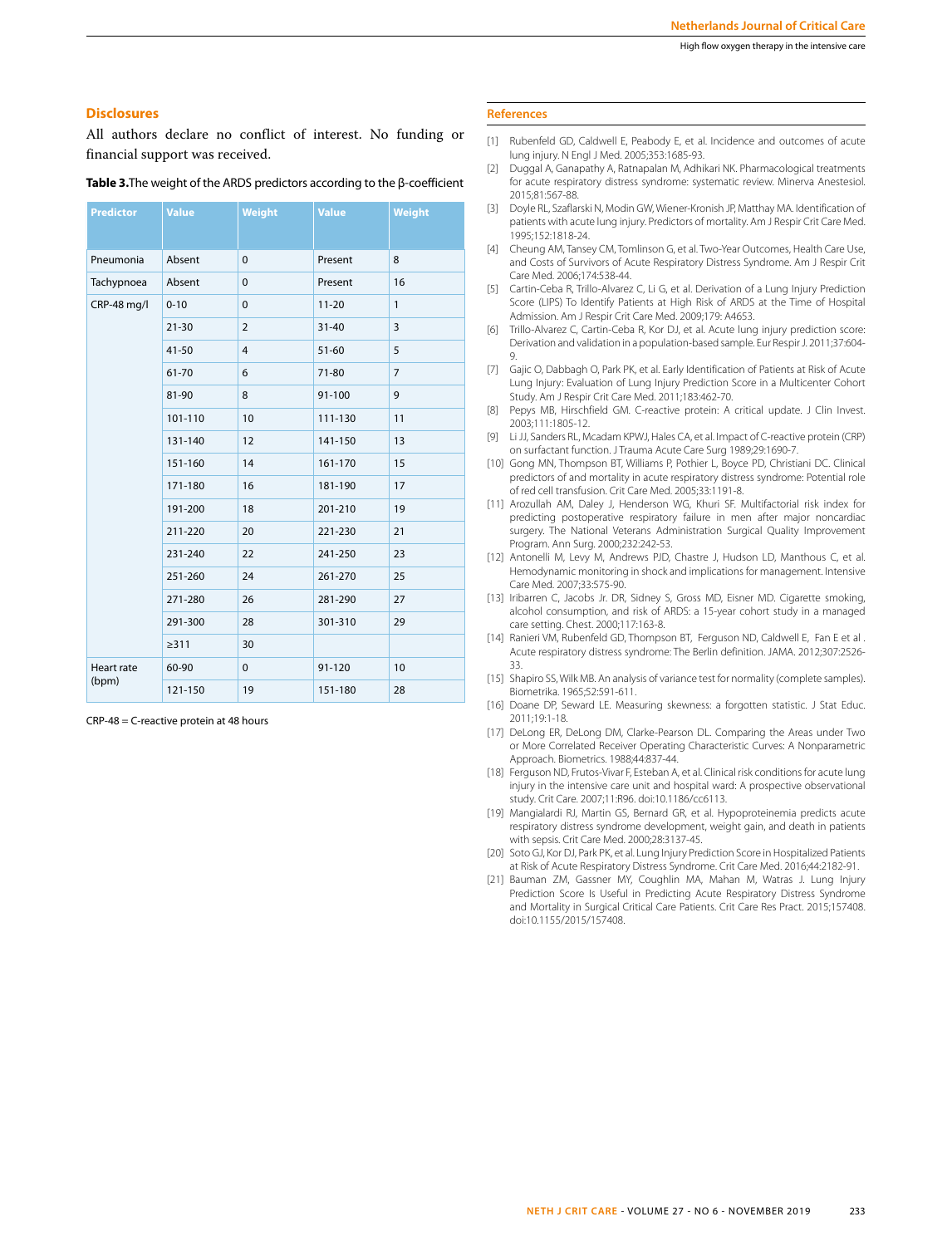## Disclosures

All authors declare no conflict of interest. No funding or financial support was received.

**Table 3.** The weight of the ARDS predictors according to the β-coefficient

| Predictor | Value | Weight | Value | Weight |
|---|---|---|---|---|
| Pneumonia | Absent | 0 | Present | 8 |
| Tachypnoea | Absent | 0 | Present | 16 |
| CRP-48 mg/l | 0-10 | 0 | 11-20 | 1 |
| | 21-30 | 2 | 31-40 | 3 |
| | 41-50 | 4 | 51-60 | 5 |
| | 61-70 | 6 | 71-80 | 7 |
| | 81-90 | 8 | 91-100 | 9 |
| | 101-110 | 10 | 111-130 | 11 |
| | 131-140 | 12 | 141-150 | 13 |
| | 151-160 | 14 | 161-170 | 15 |
| | 171-180 | 16 | 181-190 | 17 |
| | 191-200 | 18 | 201-210 | 19 |
| | 211-220 | 20 | 221-230 | 21 |
| | 231-240 | 22 | 241-250 | 23 |
| | 251-260 | 24 | 261-270 | 25 |
| | 271-280 | 26 | 281-290 | 27 |
| | 291-300 | 28 | 301-310 | 29 |
| | ≥311 | 30 | | |
| Heart rate (bpm) | 60-90 | 0 | 91-120 | 10 |
| | 121-150 | 19 | 151-180 | 28 |

CRP-48 = C-reactive protein at 48 hours

## References

[1] Rubenfeld GD, Caldwell E, Peabody E, et al. Incidence and outcomes of acute lung injury. N Engl J Med. 2005;353:1685-93.

[2] Duggal A, Ganapathy A, Ratnapalan M, Adhikari NK. Pharmacological treatments for acute respiratory distress syndrome: systematic review. Minerva Anestesiol. 2015;81:567-88.

[3] Doyle RL, Szaflarski N, Modin GW, Wiener-Kronish JP, Matthay MA. Identification of patients with acute lung injury. Predictors of mortality. Am J Respir Crit Care Med. 1995;152:1818-24.

[4] Cheung AM, Tansey CM, Tomlinson G, et al. Two-Year Outcomes, Health Care Use, and Costs of Survivors of Acute Respiratory Distress Syndrome. Am J Respir Crit Care Med. 2006;174:538-44.

[5] Cartin-Ceba R, Trillo-Alvarez C, Li G, et al. Derivation of a Lung Injury Prediction Score (LIPS) To Identify Patients at High Risk of ARDS at the Time of Hospital Admission. Am J Respir Crit Care Med. 2009;179: A4653.

[6] Trillo-Alvarez C, Cartin-Ceba R, Kor DJ, et al. Acute lung injury prediction score: Derivation and validation in a population-based sample. Eur Respir J. 2011;37:604-9.

[7] Gajic O, Dabbagh O, Park PK, et al. Early Identification of Patients at Risk of Acute Lung Injury: Evaluation of Lung Injury Prediction Score in a Multicenter Cohort Study. Am J Respir Crit Care Med. 2011;183:462-70.

[8] Pepys MB, Hirschfield GM. C-reactive protein: A critical update. J Clin Invest. 2003;111:1805-12.

[9] Li JJ, Sanders RL, Mcadam KPWJ, Hales CA, et al. Impact of C-reactive protein (CRP) on surfactant function. J Trauma Acute Care Surg 1989;29:1690-7.

[10] Gong MN, Thompson BT, Williams P, Pothier L, Boyce PD, Christiani DC. Clinical predictors of and mortality in acute respiratory distress syndrome: Potential role of red cell transfusion. Crit Care Med. 2005;33:1191-8.

[11] Arozullah AM, Daley J, Henderson WG, Khuri SF. Multifactorial risk index for predicting postoperative respiratory failure in men after major noncardiac surgery. The National Veterans Administration Surgical Quality Improvement Program. Ann Surg. 2000;232:242-53.

[12] Antonelli M, Levy M, Andrews PJD, Chastre J, Hudson LD, Manthous C, et al. Hemodynamic monitoring in shock and implications for management. Intensive Care Med. 2007;33:575-90.

[13] Iribarren C, Jacobs Jr. DR, Sidney S, Gross MD, Eisner MD. Cigarette smoking, alcohol consumption, and risk of ARDS: a 15-year cohort study in a managed care setting. Chest. 2000;117:163-8.

[14] Ranieri VM, Rubenfeld GD, Thompson BT, Ferguson ND, Caldwell E, Fan E et al . Acute respiratory distress syndrome: The Berlin definition. JAMA. 2012;307:2526-33.

[15] Shapiro SS, Wilk MB. An analysis of variance test for normality (complete samples). Biometrika. 1965;52:591-611.

[16] Doane DP, Seward LE. Measuring skewness: a forgotten statistic. J Stat Educ. 2011;19:1-18.

[17] DeLong ER, DeLong DM, Clarke-Pearson DL. Comparing the Areas under Two or More Correlated Receiver Operating Characteristic Curves: A Nonparametric Approach. Biometrics. 1988;44:837-44.

[18] Ferguson ND, Frutos-Vivar F, Esteban A, et al. Clinical risk conditions for acute lung injury in the intensive care unit and hospital ward: A prospective observational study. Crit Care. 2007;11:R96. doi:10.1186/cc6113.

[19] Mangialardi RJ, Martin GS, Bernard GR, et al. Hypoproteinemia predicts acute respiratory distress syndrome development, weight gain, and death in patients with sepsis. Crit Care Med. 2000;28:3137-45.

[20] Soto GJ, Kor DJ, Park PK, et al. Lung Injury Prediction Score in Hospitalized Patients at Risk of Acute Respiratory Distress Syndrome. Crit Care Med. 2016;44:2182-91.

[21] Bauman ZM, Gassner MY, Coughlin MA, Mahan M, Watras J. Lung Injury Prediction Score Is Useful in Predicting Acute Respiratory Distress Syndrome and Mortality in Surgical Critical Care Patients. Crit Care Res Pract. 2015;157408. doi:10.1155/2015/157408.